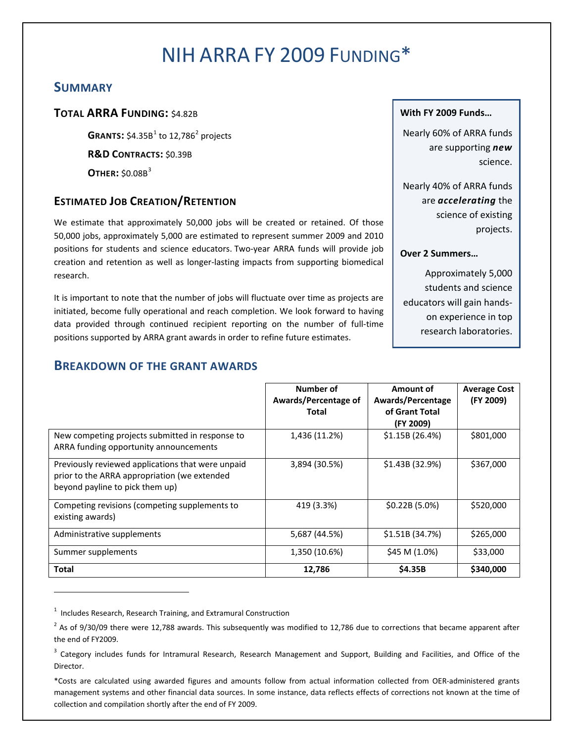# NIH ARRA FY 2009 Funding*

## Summary

### Total ARRA Funding: $4.82B

**Grants:** $4.35B[1] to 12,786[2] projects

**R&D Contracts:** $0.39B

**Other:** $0.08B[3]

### Estimated Job Creation/Retention

We estimate that approximately 50,000 jobs will be created or retained. Of those 50,000 jobs, approximately 5,000 are estimated to represent summer 2009 and 2010 positions for students and science educators. Two-year ARRA funds will provide job creation and retention as well as longer-lasting impacts from supporting biomedical research.

It is important to note that the number of jobs will fluctuate over time as projects are initiated, become fully operational and reach completion. We look forward to having data provided through continued recipient reporting on the number of full-time positions supported by ARRA grant awards in order to refine future estimates.

**With FY 2009 Funds…**

Nearly 60% of ARRA funds are supporting ***new*** science.

Nearly 40% of ARRA funds are ***accelerating*** the science of existing projects.

**Over 2 Summers…**

Approximately 5,000 students and science educators will gain hands-on experience in top research laboratories.

## Breakdown of the Grant Awards

| | Number of Awards/Percentage of Total | Amount of Awards/Percentage of Grant Total (FY 2009) | Average Cost (FY 2009) |
|---|---|---|---|
| New competing projects submitted in response to ARRA funding opportunity announcements | 1,436 (11.2%) | $1.15B (26.4%) | $801,000 |
| Previously reviewed applications that were unpaid prior to the ARRA appropriation (we extended beyond payline to pick them up) | 3,894 (30.5%) | $1.43B (32.9%) | $367,000 |
| Competing revisions (competing supplements to existing awards) | 419 (3.3%) | $0.22B (5.0%) | $520,000 |
| Administrative supplements | 5,687 (44.5%) | $1.51B (34.7%) | $265,000 |
| Summer supplements | 1,350 (10.6%) | $45 M (1.0%) | $33,000 |
| **Total** | **12,786** | **$4.35B** | **$340,000** |

[1] Includes Research, Research Training, and Extramural Construction

[2] As of 9/30/09 there were 12,788 awards. This subsequently was modified to 12,786 due to corrections that became apparent after the end of FY2009.

[3] Category includes funds for Intramural Research, Research Management and Support, Building and Facilities, and Office of the Director.

*Costs are calculated using awarded figures and amounts follow from actual information collected from OER-administered grants management systems and other financial data sources. In some instance, data reflects effects of corrections not known at the time of collection and compilation shortly after the end of FY 2009.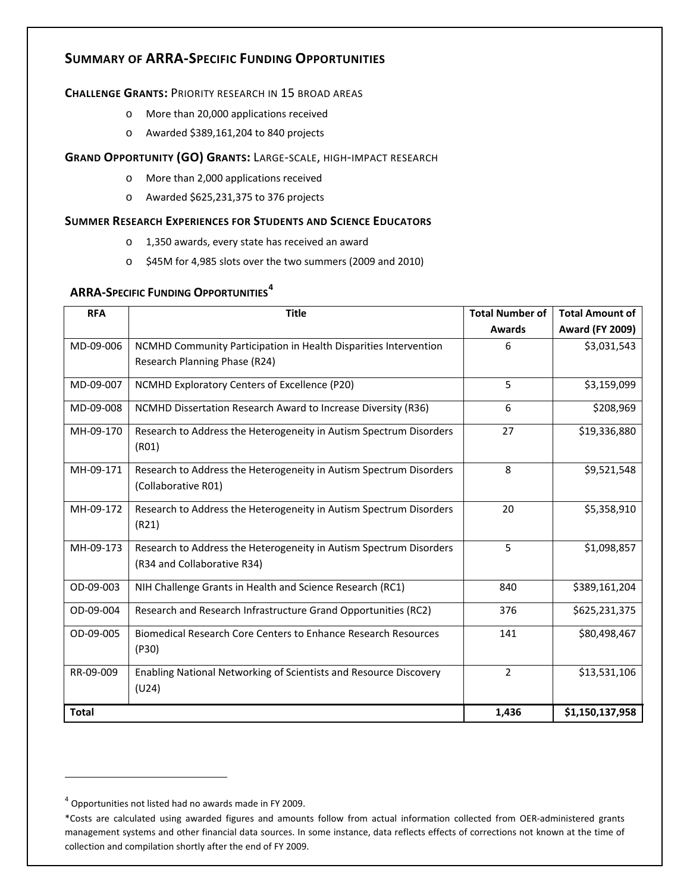## Summary of ARRA-Specific Funding Opportunities

**Challenge Grants:** Priority research in 15 broad areas

- More than 20,000 applications received
- Awarded $389,161,204 to 840 projects

**Grand Opportunity (GO) Grants:** Large-scale, high-impact research

- More than 2,000 applications received
- Awarded $625,231,375 to 376 projects

**Summer Research Experiences for Students and Science Educators**

- 1,350 awards, every state has received an award
- $45M for 4,985 slots over the two summers (2009 and 2010)

### ARRA-Specific Funding Opportunities[4]

| RFA | Title | Total Number of Awards | Total Amount of Award (FY 2009) |
|---|---|---|---|
| MD-09-006 | NCMHD Community Participation in Health Disparities Intervention Research Planning Phase (R24) | 6 | $3,031,543 |
| MD-09-007 | NCMHD Exploratory Centers of Excellence (P20) | 5 | $3,159,099 |
| MD-09-008 | NCMHD Dissertation Research Award to Increase Diversity (R36) | 6 | $208,969 |
| MH-09-170 | Research to Address the Heterogeneity in Autism Spectrum Disorders (R01) | 27 | $19,336,880 |
| MH-09-171 | Research to Address the Heterogeneity in Autism Spectrum Disorders (Collaborative R01) | 8 | $9,521,548 |
| MH-09-172 | Research to Address the Heterogeneity in Autism Spectrum Disorders (R21) | 20 | $5,358,910 |
| MH-09-173 | Research to Address the Heterogeneity in Autism Spectrum Disorders (R34 and Collaborative R34) | 5 | $1,098,857 |
| OD-09-003 | NIH Challenge Grants in Health and Science Research (RC1) | 840 | $389,161,204 |
| OD-09-004 | Research and Research Infrastructure Grand Opportunities (RC2) | 376 | $625,231,375 |
| OD-09-005 | Biomedical Research Core Centers to Enhance Research Resources (P30) | 141 | $80,498,467 |
| RR-09-009 | Enabling National Networking of Scientists and Resource Discovery (U24) | 2 | $13,531,106 |
| **Total** | | **1,436** | **$1,150,137,958** |

---

[4] Opportunities not listed had no awards made in FY 2009.

*Costs are calculated using awarded figures and amounts follow from actual information collected from OER-administered grants management systems and other financial data sources. In some instance, data reflects effects of corrections not known at the time of collection and compilation shortly after the end of FY 2009.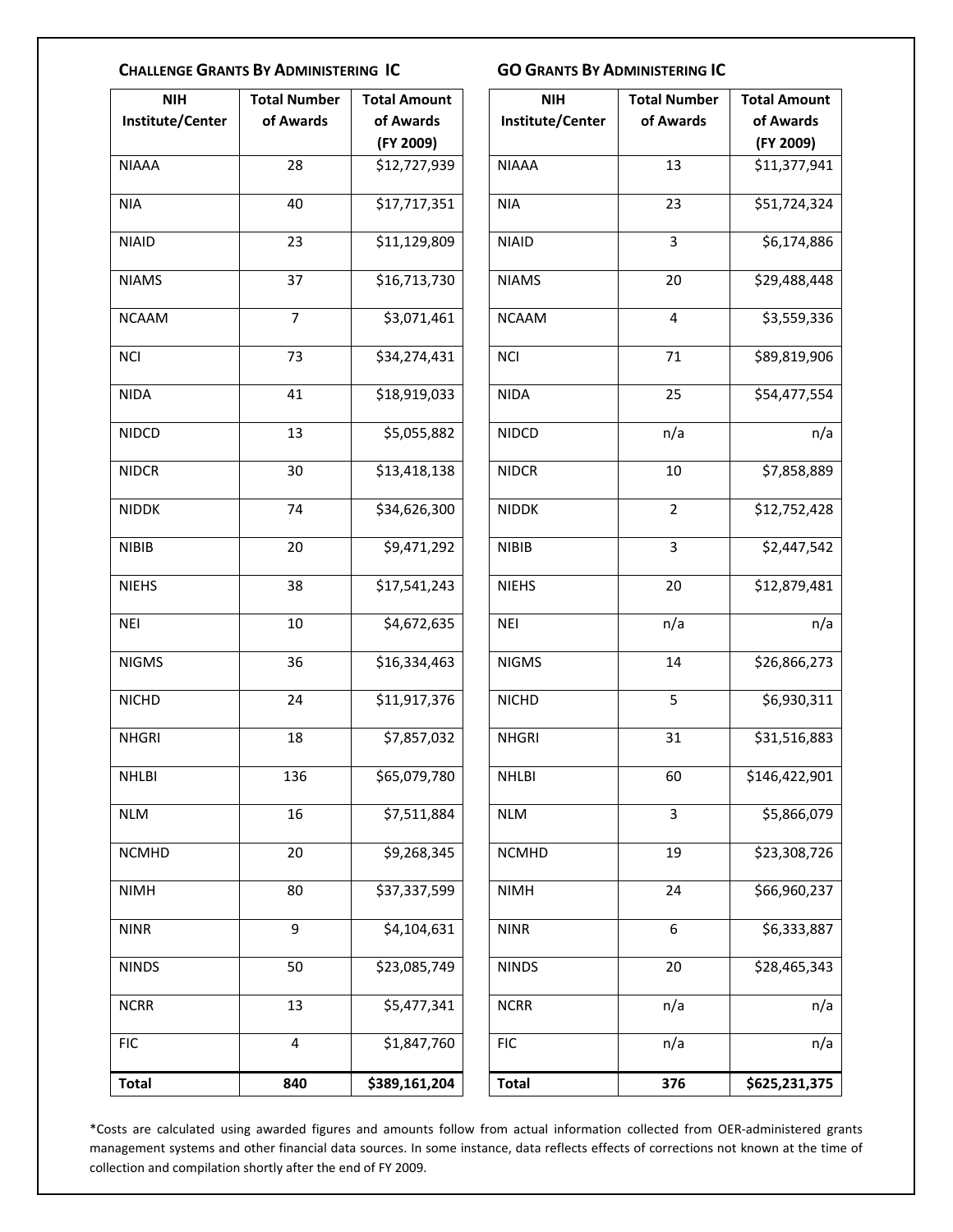**CHALLENGE GRANTS BY ADMINISTERING IC**

| NIH Institute/Center | Total Number of Awards | Total Amount of Awards (FY 2009) |
|---|---|---|
| NIAAA | 28 | $12,727,939 |
| NIA | 40 | $17,717,351 |
| NIAID | 23 | $11,129,809 |
| NIAMS | 37 | $16,713,730 |
| NCAAM | 7 | $3,071,461 |
| NCI | 73 | $34,274,431 |
| NIDA | 41 | $18,919,033 |
| NIDCD | 13 | $5,055,882 |
| NIDCR | 30 | $13,418,138 |
| NIDDK | 74 | $34,626,300 |
| NIBIB | 20 | $9,471,292 |
| NIEHS | 38 | $17,541,243 |
| NEI | 10 | $4,672,635 |
| NIGMS | 36 | $16,334,463 |
| NICHD | 24 | $11,917,376 |
| NHGRI | 18 | $7,857,032 |
| NHLBI | 136 | $65,079,780 |
| NLM | 16 | $7,511,884 |
| NCMHD | 20 | $9,268,345 |
| NIMH | 80 | $37,337,599 |
| NINR | 9 | $4,104,631 |
| NINDS | 50 | $23,085,749 |
| NCRR | 13 | $5,477,341 |
| FIC | 4 | $1,847,760 |
| **Total** | **840** | **$389,161,204** |

**GO GRANTS BY ADMINISTERING IC**

| NIH Institute/Center | Total Number of Awards | Total Amount of Awards (FY 2009) |
|---|---|---|
| NIAAA | 13 | $11,377,941 |
| NIA | 23 | $51,724,324 |
| NIAID | 3 | $6,174,886 |
| NIAMS | 20 | $29,488,448 |
| NCAAM | 4 | $3,559,336 |
| NCI | 71 | $89,819,906 |
| NIDA | 25 | $54,477,554 |
| NIDCD | n/a | n/a |
| NIDCR | 10 | $7,858,889 |
| NIDDK | 2 | $12,752,428 |
| NIBIB | 3 | $2,447,542 |
| NIEHS | 20 | $12,879,481 |
| NEI | n/a | n/a |
| NIGMS | 14 | $26,866,273 |
| NICHD | 5 | $6,930,311 |
| NHGRI | 31 | $31,516,883 |
| NHLBI | 60 | $146,422,901 |
| NLM | 3 | $5,866,079 |
| NCMHD | 19 | $23,308,726 |
| NIMH | 24 | $66,960,237 |
| NINR | 6 | $6,333,887 |
| NINDS | 20 | $28,465,343 |
| NCRR | n/a | n/a |
| FIC | n/a | n/a |
| **Total** | **376** | **$625,231,375** |

*Costs are calculated using awarded figures and amounts follow from actual information collected from OER-administered grants management systems and other financial data sources. In some instance, data reflects effects of corrections not known at the time of collection and compilation shortly after the end of FY 2009.